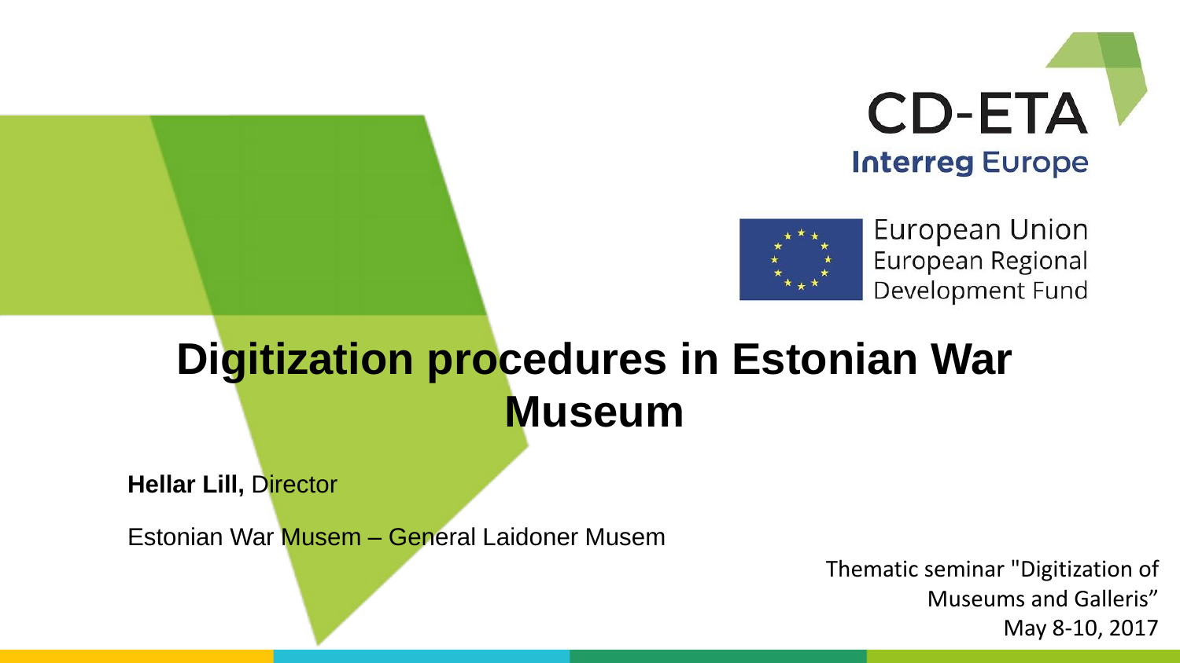CD-ETA

Interreg Europe

European Union
European Regional
Development Fund

# Digitization procedures in Estonian War Museum

**Hellar Lill,** Director

Estonian War Musem – General Laidoner Musem

Thematic seminar "Digitization of Museums and Galleris"
May 8-10, 2017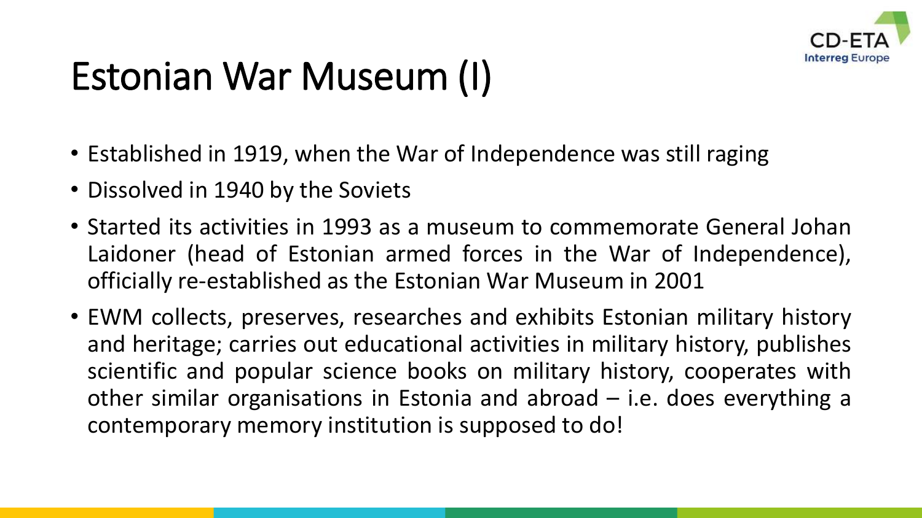# Estonian War Museum (I)

- Established in 1919, when the War of Independence was still raging
- Dissolved in 1940 by the Soviets
- Started its activities in 1993 as a museum to commemorate General Johan Laidoner (head of Estonian armed forces in the War of Independence), officially re-established as the Estonian War Museum in 2001
- EWM collects, preserves, researches and exhibits Estonian military history and heritage; carries out educational activities in military history, publishes scientific and popular science books on military history, cooperates with other similar organisations in Estonia and abroad – i.e. does everything a contemporary memory institution is supposed to do!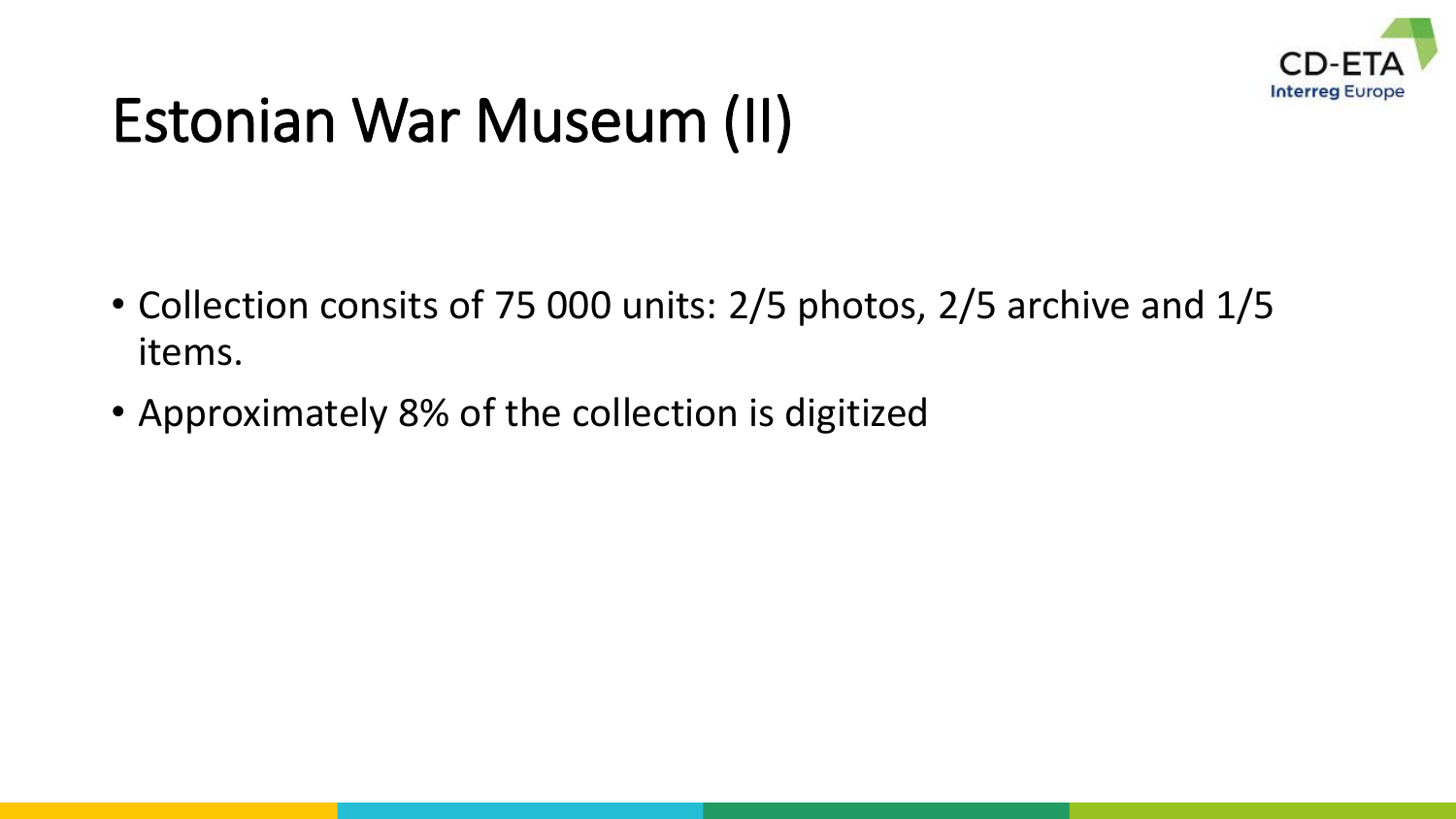# Estonian War Museum (II)

- Collection consits of 75 000 units: 2/5 photos, 2/5 archive and 1/5 items.
- Approximately 8% of the collection is digitized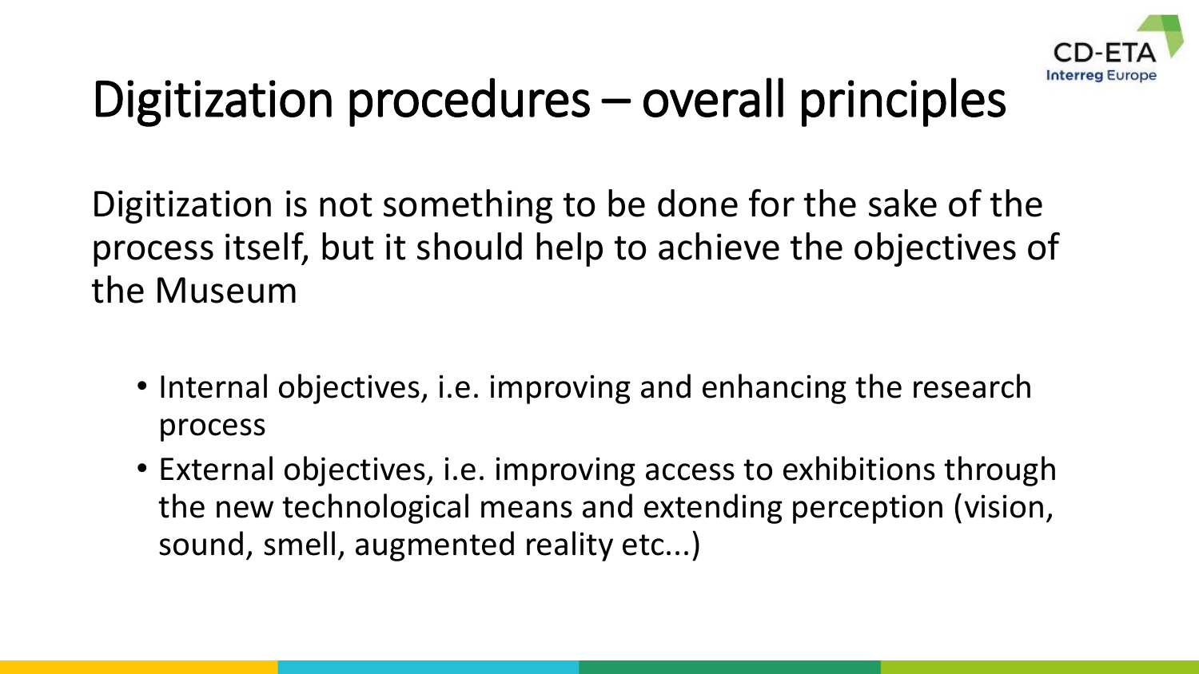# Digitization procedures – overall principles

Digitization is not something to be done for the sake of the process itself, but it should help to achieve the objectives of the Museum

- Internal objectives, i.e. improving and enhancing the research process
- External objectives, i.e. improving access to exhibitions through the new technological means and extending perception (vision, sound, smell, augmented reality etc...)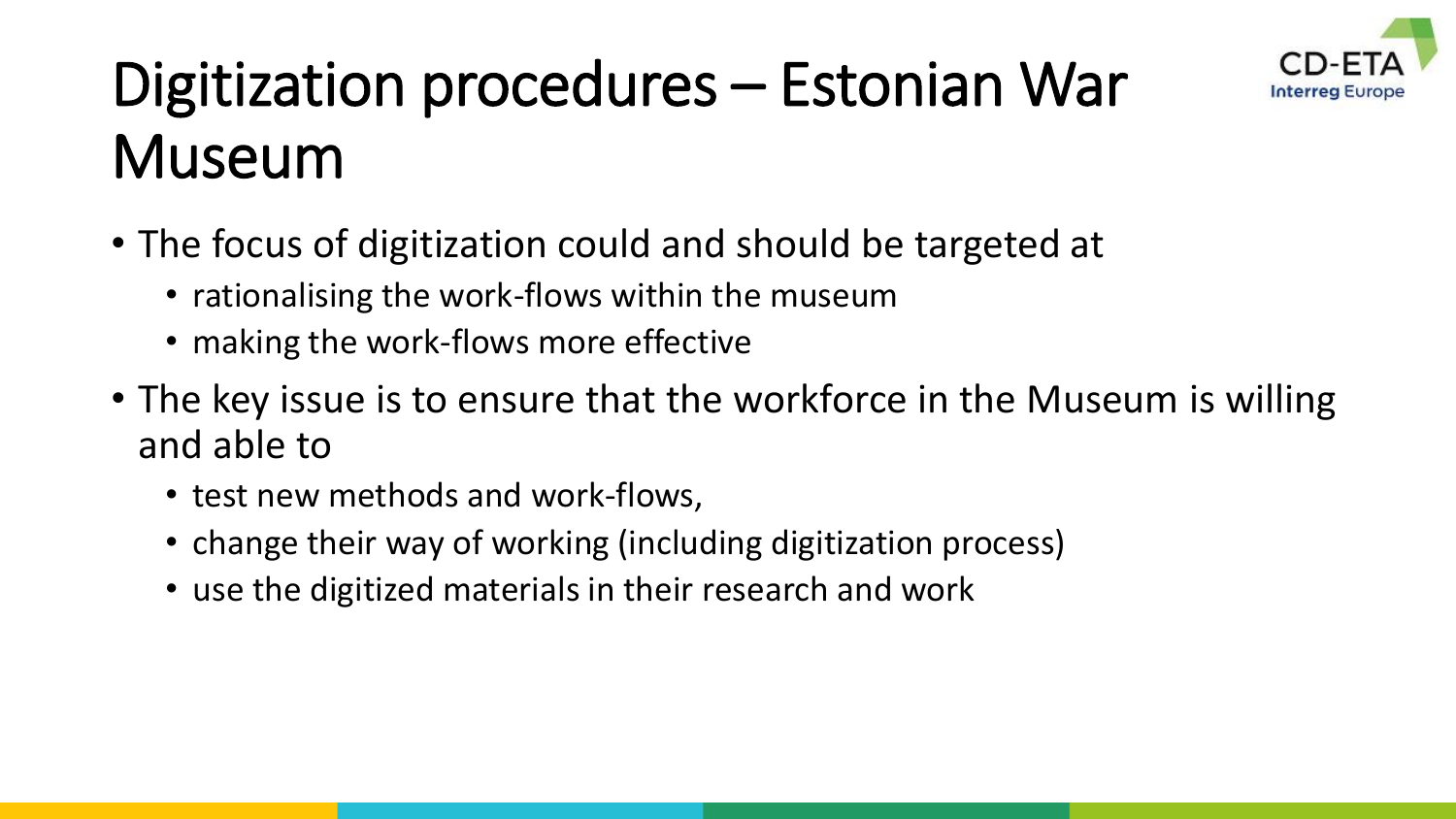# Digitization procedures – Estonian War Museum

- The focus of digitization could and should be targeted at
  - rationalising the work-flows within the museum
  - making the work-flows more effective
- The key issue is to ensure that the workforce in the Museum is willing and able to
  - test new methods and work-flows,
  - change their way of working (including digitization process)
  - use the digitized materials in their research and work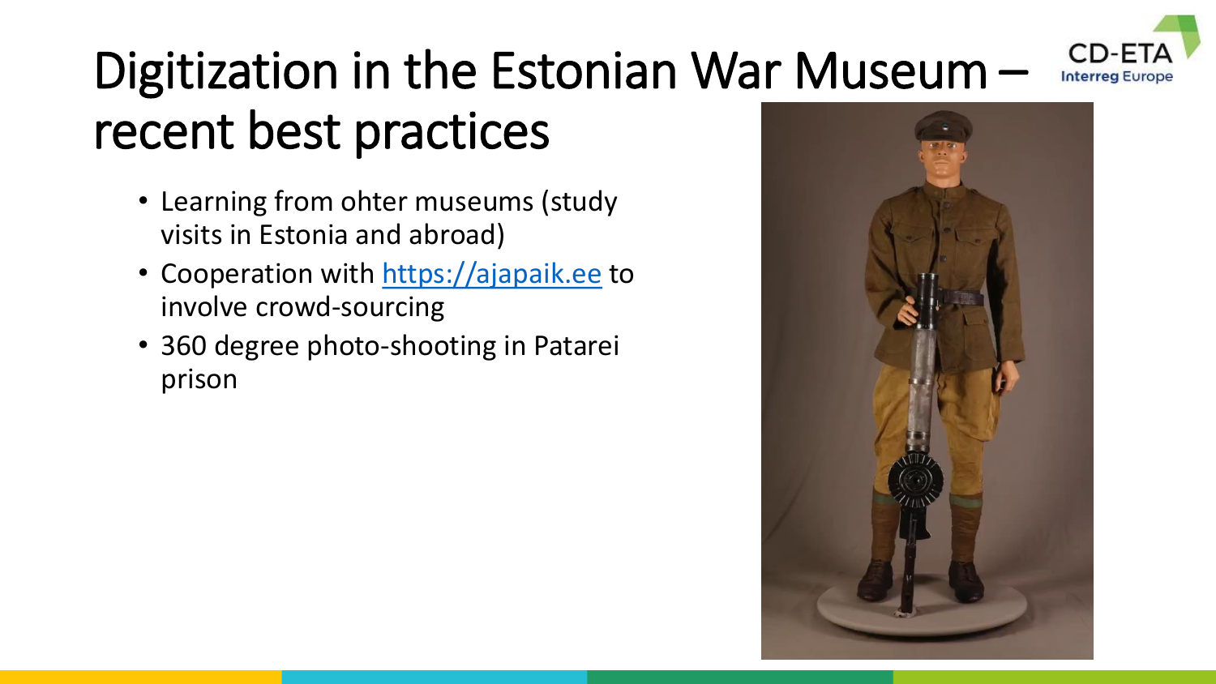# Digitization in the Estonian War Museum – recent best practices

- Learning from ohter museums (study visits in Estonia and abroad)
- Cooperation with [https://ajapaik.ee](https://ajapaik.ee) to involve crowd-sourcing
- 360 degree photo-shooting in Patarei prison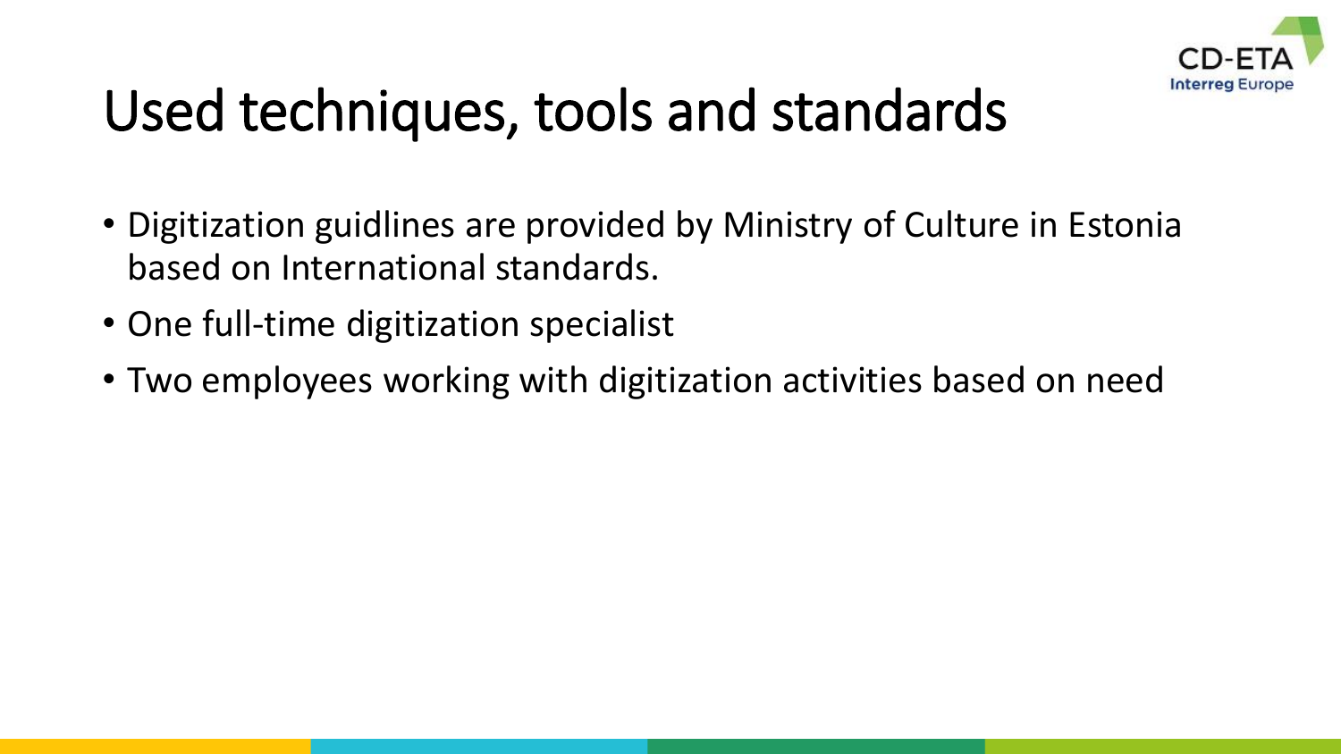# Used techniques, tools and standards

- Digitization guidlines are provided by Ministry of Culture in Estonia based on International standards.
- One full-time digitization specialist
- Two employees working with digitization activities based on need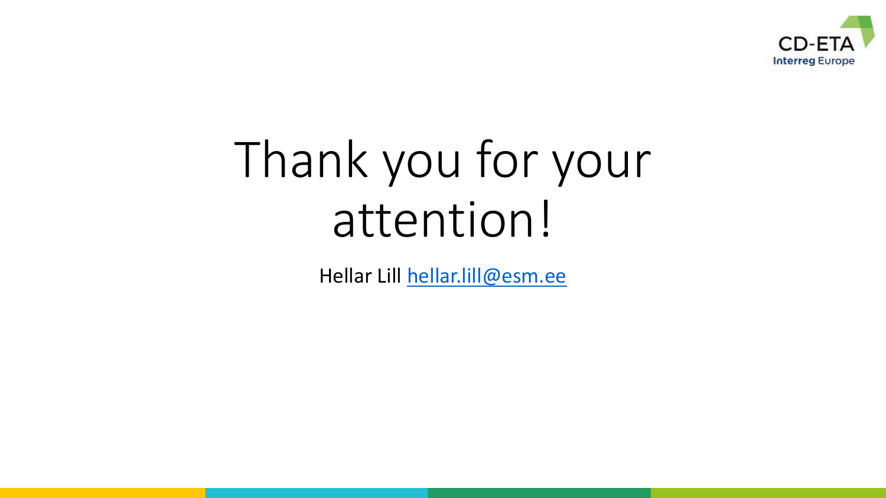# Thank you for your attention!

Hellar Lill [hellar.lill@esm.ee](mailto:hellar.lill@esm.ee)